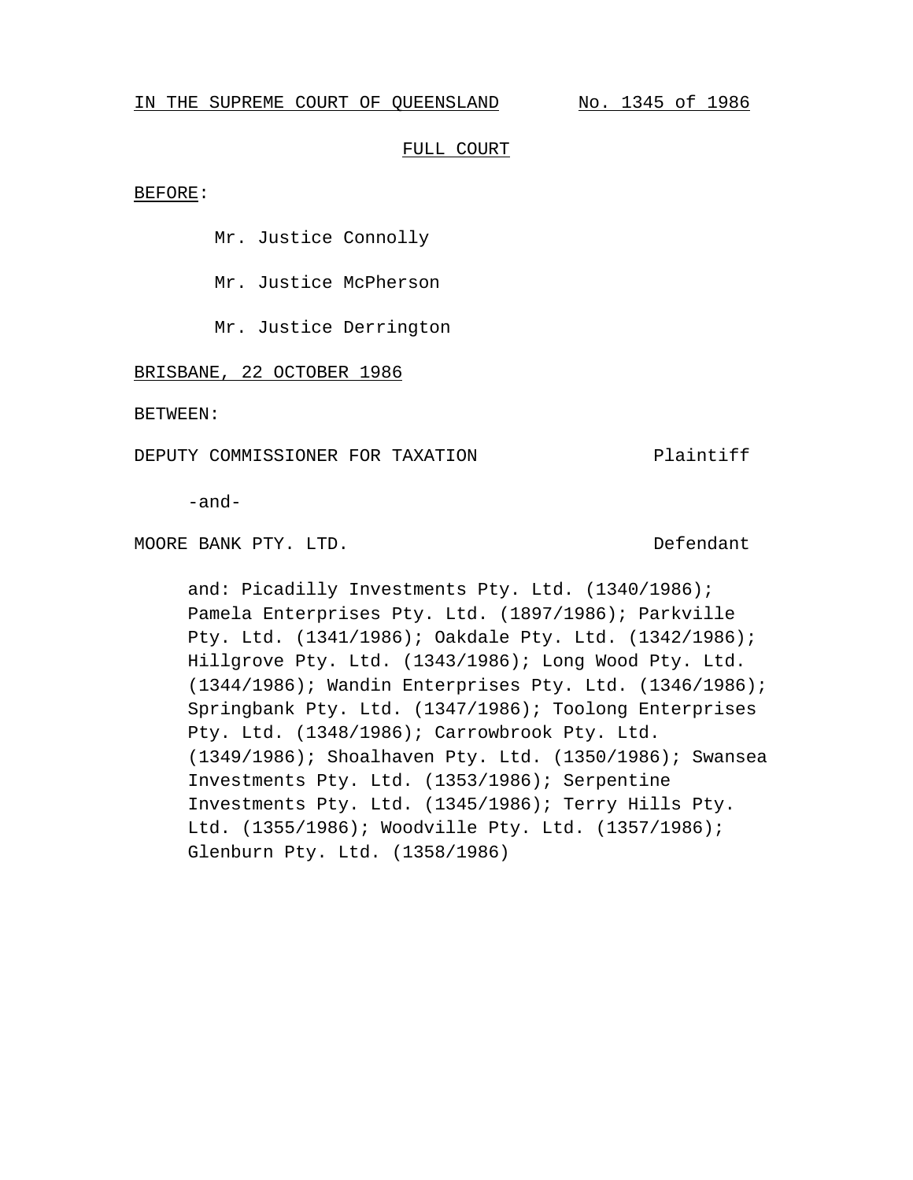IN THE SUPREME COURT OF QUEENSLAND No. 1345 of 1986

FULL COURT

BEFORE:

Mr. Justice Connolly

Mr. Justice McPherson

Mr. Justice Derrington

BRISBANE, 22 OCTOBER 1986

BETWEEN:

DEPUTY COMMISSIONER FOR TAXATION Plaintiff

-and-

MOORE BANK PTY. LTD. Defendant

and: Picadilly Investments Pty. Ltd. (1340/1986); Pamela Enterprises Pty. Ltd. (1897/1986); Parkville Pty. Ltd. (1341/1986); Oakdale Pty. Ltd. (1342/1986); Hillgrove Pty. Ltd. (1343/1986); Long Wood Pty. Ltd. (1344/1986); Wandin Enterprises Pty. Ltd. (1346/1986); Springbank Pty. Ltd. (1347/1986); Toolong Enterprises Pty. Ltd. (1348/1986); Carrowbrook Pty. Ltd. (1349/1986); Shoalhaven Pty. Ltd. (1350/1986); Swansea Investments Pty. Ltd. (1353/1986); Serpentine Investments Pty. Ltd. (1345/1986); Terry Hills Pty. Ltd. (1355/1986); Woodville Pty. Ltd. (1357/1986); Glenburn Pty. Ltd. (1358/1986)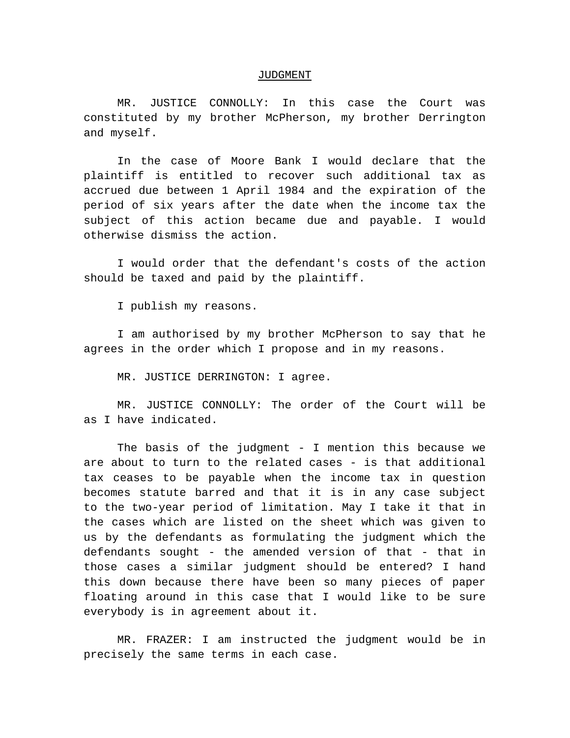JUDGMENT

MR. JUSTICE CONNOLLY: In this case the Court was constituted by my brother McPherson, my brother Derrington and myself.

In the case of Moore Bank I would declare that the plaintiff is entitled to recover such additional tax as accrued due between 1 April 1984 and the expiration of the period of six years after the date when the income tax the subject of this action became due and payable. I would otherwise dismiss the action.

I would order that the defendant's costs of the action should be taxed and paid by the plaintiff.

I publish my reasons.

I am authorised by my brother McPherson to say that he agrees in the order which I propose and in my reasons.

MR. JUSTICE DERRINGTON: I agree.

MR. JUSTICE CONNOLLY: The order of the Court will be as I have indicated.

The basis of the judgment - I mention this because we are about to turn to the related cases - is that additional tax ceases to be payable when the income tax in question becomes statute barred and that it is in any case subject to the two-year period of limitation. May I take it that in the cases which are listed on the sheet which was given to us by the defendants as formulating the judgment which the defendants sought - the amended version of that - that in those cases a similar judgment should be entered? I hand this down because there have been so many pieces of paper floating around in this case that I would like to be sure everybody is in agreement about it.

MR. FRAZER: I am instructed the judgment would be in precisely the same terms in each case.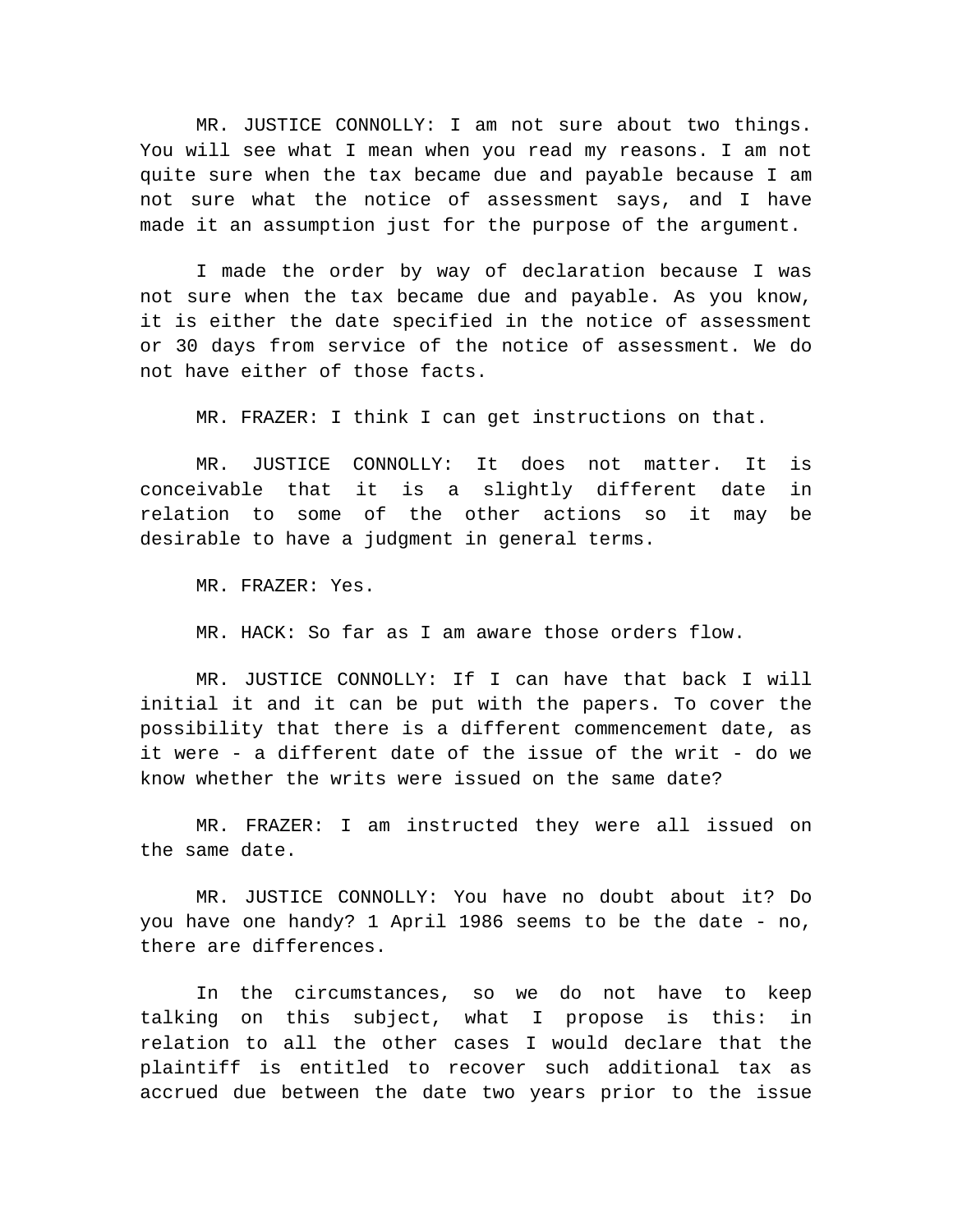MR. JUSTICE CONNOLLY: I am not sure about two things. You will see what I mean when you read my reasons. I am not quite sure when the tax became due and payable because I am not sure what the notice of assessment says, and I have made it an assumption just for the purpose of the argument.

I made the order by way of declaration because I was not sure when the tax became due and payable. As you know, it is either the date specified in the notice of assessment or 30 days from service of the notice of assessment. We do not have either of those facts.

MR. FRAZER: I think I can get instructions on that.

MR. JUSTICE CONNOLLY: It does not matter. It is conceivable that it is a slightly different date in relation to some of the other actions so it may be desirable to have a judgment in general terms.

MR. FRAZER: Yes.

MR. HACK: So far as I am aware those orders flow.

MR. JUSTICE CONNOLLY: If I can have that back I will initial it and it can be put with the papers. To cover the possibility that there is a different commencement date, as it were - a different date of the issue of the writ - do we know whether the writs were issued on the same date?

MR. FRAZER: I am instructed they were all issued on the same date.

MR. JUSTICE CONNOLLY: You have no doubt about it? Do you have one handy? 1 April 1986 seems to be the date - no, there are differences.

In the circumstances, so we do not have to keep talking on this subject, what I propose is this: in relation to all the other cases I would declare that the plaintiff is entitled to recover such additional tax as accrued due between the date two years prior to the issue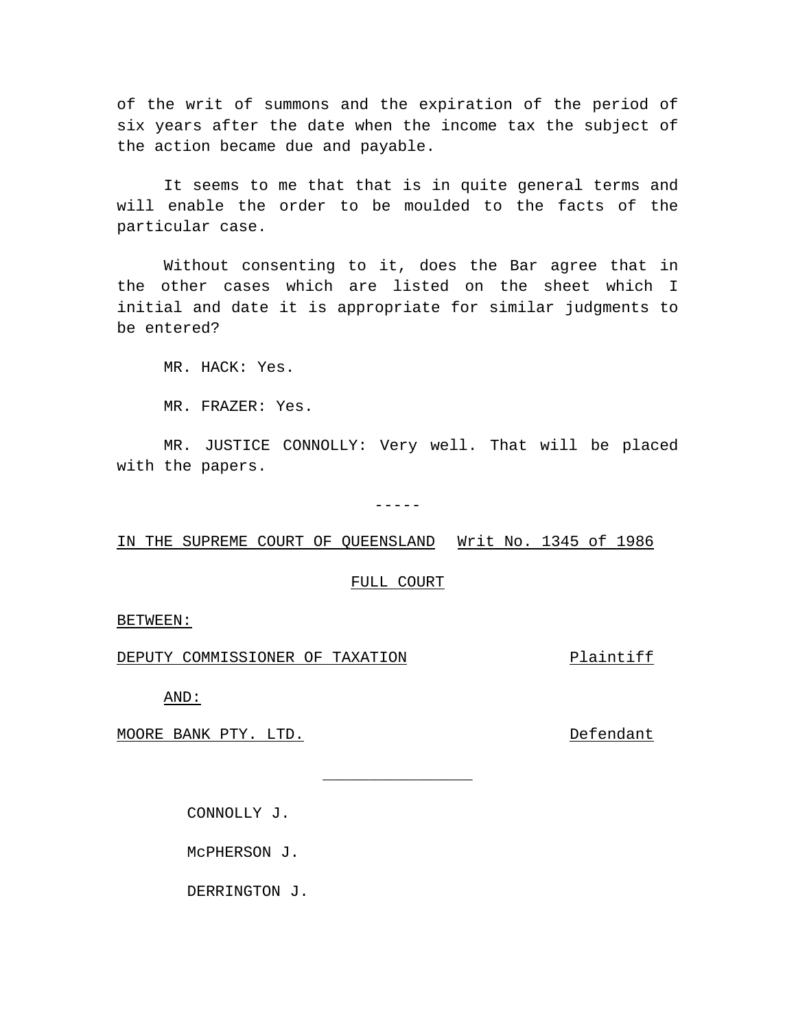of the writ of summons and the expiration of the period of six years after the date when the income tax the subject of the action became due and payable.

It seems to me that that is in quite general terms and will enable the order to be moulded to the facts of the particular case.

Without consenting to it, does the Bar agree that in the other cases which are listed on the sheet which I initial and date it is appropriate for similar judgments to be entered?

MR. HACK: Yes.

MR. FRAZER: Yes.

MR. JUSTICE CONNOLLY: Very well. That will be placed with the papers.

-----

IN THE SUPREME COURT OF QUEENSLAND Writ No. 1345 of 1986

FULL COURT

BETWEEN:

DEPUTY COMMISSIONER OF TAXATION Plaintiff

AND:

MOORE BANK PTY. LTD. Defendant

---

CONNOLLY J.

McPHERSON J.

DERRINGTON J.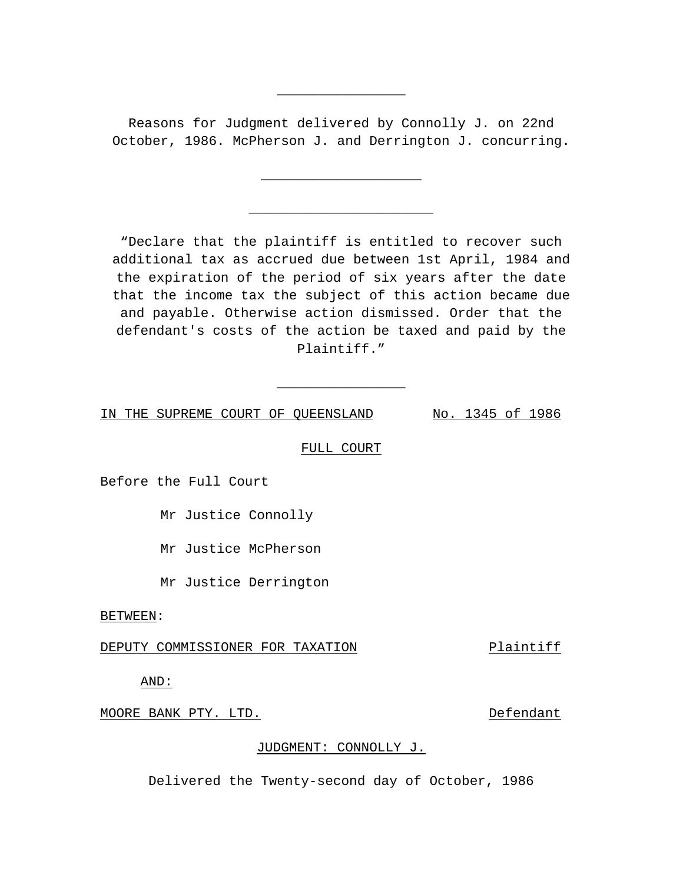---

Reasons for Judgment delivered by Connolly J. on 22nd October, 1986. McPherson J. and Derrington J. concurring.

---

---

"Declare that the plaintiff is entitled to recover such additional tax as accrued due between 1st April, 1984 and the expiration of the period of six years after the date that the income tax the subject of this action became due and payable. Otherwise action dismissed. Order that the defendant's costs of the action be taxed and paid by the Plaintiff."

---

IN THE SUPREME COURT OF QUEENSLAND — No. 1345 of 1986

FULL COURT

Before the Full Court

Mr Justice Connolly

Mr Justice McPherson

Mr Justice Derrington

BETWEEN:

DEPUTY COMMISSIONER FOR TAXATION — Plaintiff

AND:

MOORE BANK PTY. LTD. — Defendant

JUDGMENT: CONNOLLY J.

Delivered the Twenty-second day of October, 1986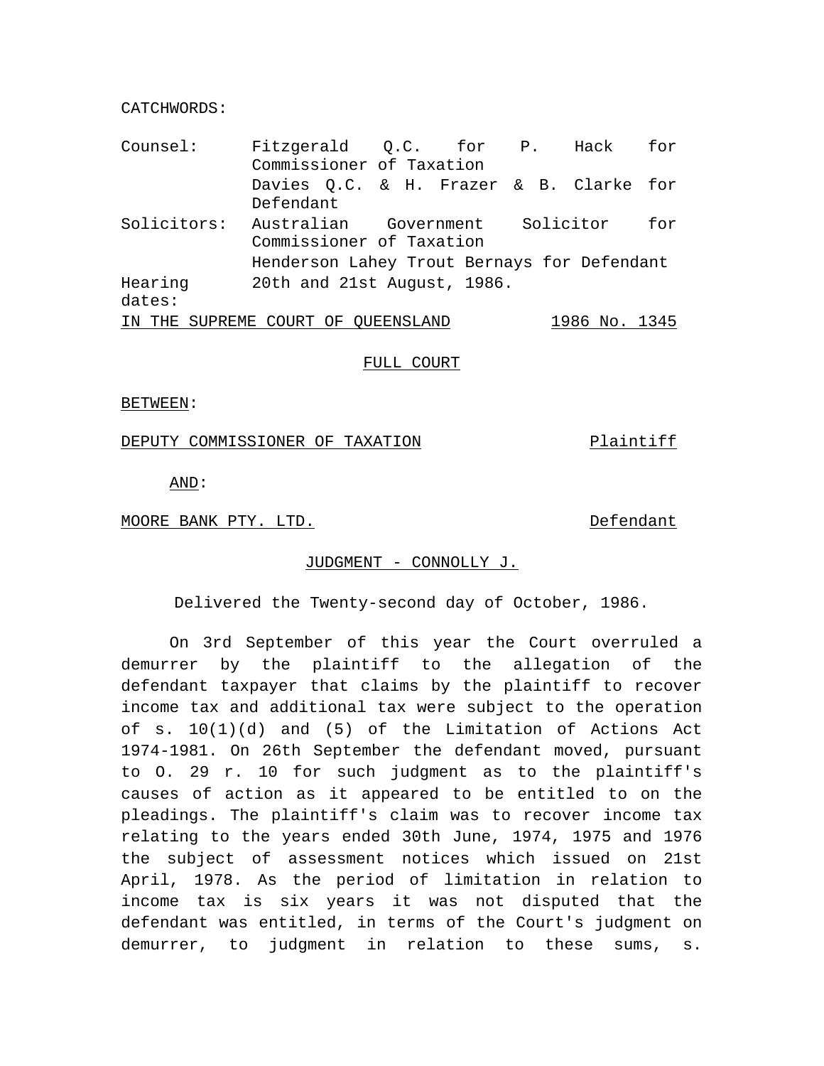CATCHWORDS:

Counsel: Fitzgerald Q.C. for P. Hack for Commissioner of Taxation
Davies Q.C. & H. Frazer & B. Clarke for Defendant

Solicitors: Australian Government Solicitor for Commissioner of Taxation
Henderson Lahey Trout Bernays for Defendant

Hearing dates: 20th and 21st August, 1986.

IN THE SUPREME COURT OF QUEENSLAND 1986 No. 1345

FULL COURT

BETWEEN:

DEPUTY COMMISSIONER OF TAXATION Plaintiff

AND:

MOORE BANK PTY. LTD. Defendant

JUDGMENT - CONNOLLY J.

Delivered the Twenty-second day of October, 1986.

On 3rd September of this year the Court overruled a demurrer by the plaintiff to the allegation of the defendant taxpayer that claims by the plaintiff to recover income tax and additional tax were subject to the operation of s. 10(1)(d) and (5) of the Limitation of Actions Act 1974-1981. On 26th September the defendant moved, pursuant to O. 29 r. 10 for such judgment as to the plaintiff's causes of action as it appeared to be entitled to on the pleadings. The plaintiff's claim was to recover income tax relating to the years ended 30th June, 1974, 1975 and 1976 the subject of assessment notices which issued on 21st April, 1978. As the period of limitation in relation to income tax is six years it was not disputed that the defendant was entitled, in terms of the Court's judgment on demurrer, to judgment in relation to these sums, s.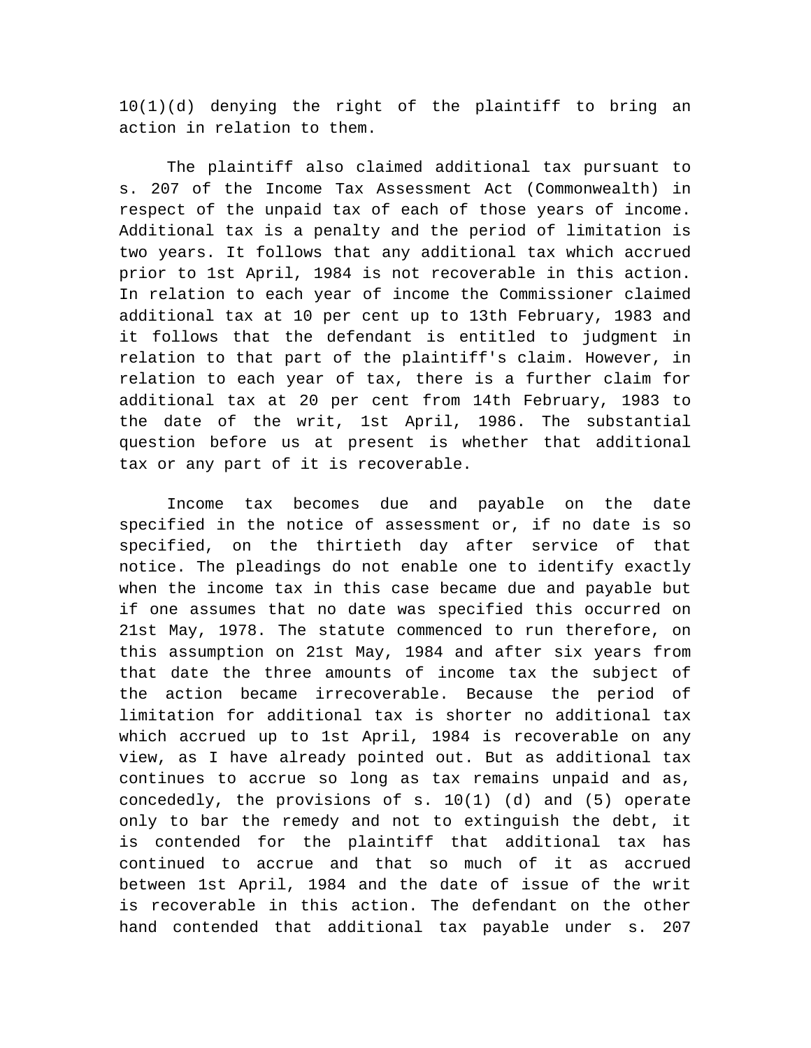10(1)(d) denying the right of the plaintiff to bring an action in relation to them.

The plaintiff also claimed additional tax pursuant to s. 207 of the Income Tax Assessment Act (Commonwealth) in respect of the unpaid tax of each of those years of income. Additional tax is a penalty and the period of limitation is two years. It follows that any additional tax which accrued prior to 1st April, 1984 is not recoverable in this action. In relation to each year of income the Commissioner claimed additional tax at 10 per cent up to 13th February, 1983 and it follows that the defendant is entitled to judgment in relation to that part of the plaintiff's claim. However, in relation to each year of tax, there is a further claim for additional tax at 20 per cent from 14th February, 1983 to the date of the writ, 1st April, 1986. The substantial question before us at present is whether that additional tax or any part of it is recoverable.

Income tax becomes due and payable on the date specified in the notice of assessment or, if no date is so specified, on the thirtieth day after service of that notice. The pleadings do not enable one to identify exactly when the income tax in this case became due and payable but if one assumes that no date was specified this occurred on 21st May, 1978. The statute commenced to run therefore, on this assumption on 21st May, 1984 and after six years from that date the three amounts of income tax the subject of the action became irrecoverable. Because the period of limitation for additional tax is shorter no additional tax which accrued up to 1st April, 1984 is recoverable on any view, as I have already pointed out. But as additional tax continues to accrue so long as tax remains unpaid and as, concededly, the provisions of s. 10(1) (d) and (5) operate only to bar the remedy and not to extinguish the debt, it is contended for the plaintiff that additional tax has continued to accrue and that so much of it as accrued between 1st April, 1984 and the date of issue of the writ is recoverable in this action. The defendant on the other hand contended that additional tax payable under s. 207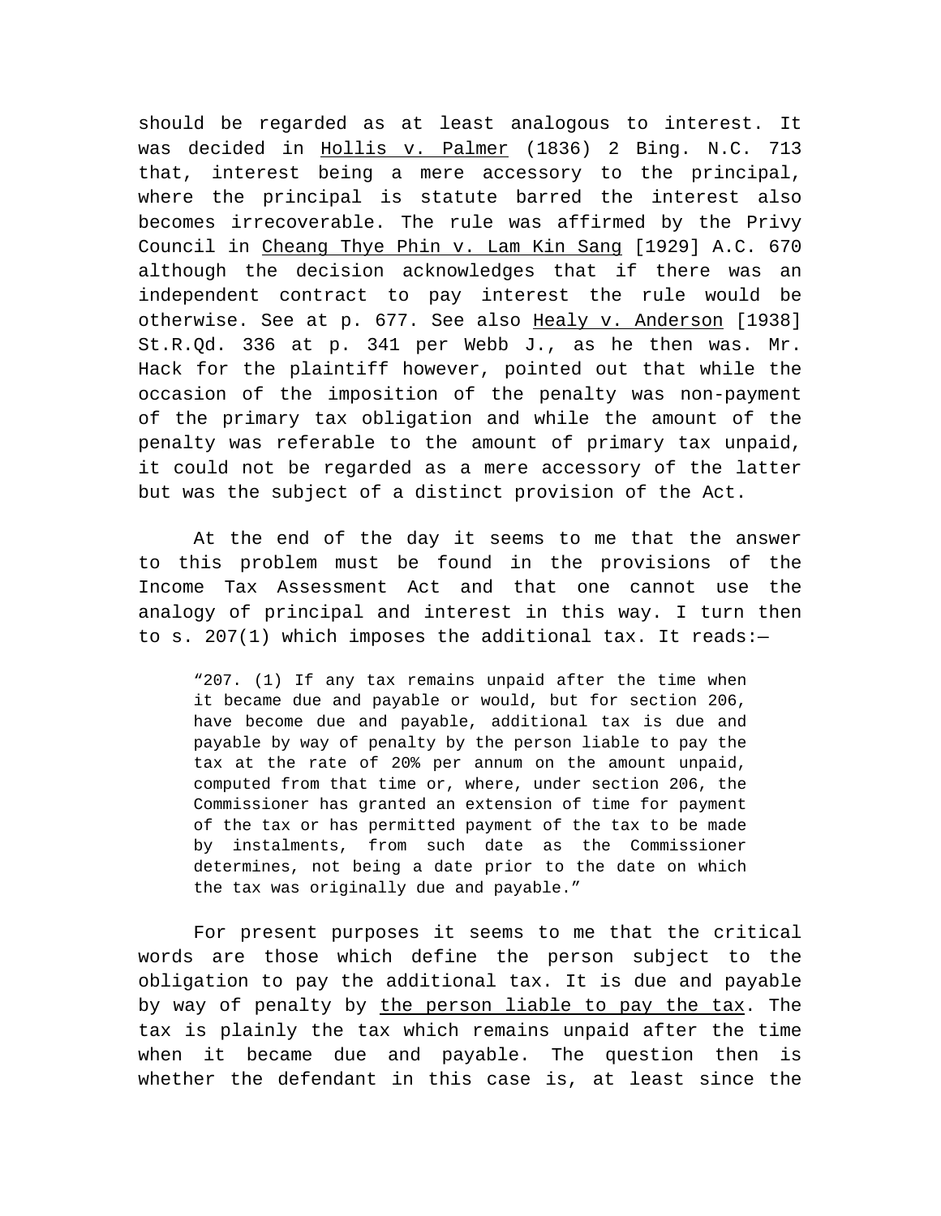should be regarded as at least analogous to interest. It was decided in Hollis v. Palmer (1836) 2 Bing. N.C. 713 that, interest being a mere accessory to the principal, where the principal is statute barred the interest also becomes irrecoverable. The rule was affirmed by the Privy Council in Cheang Thye Phin v. Lam Kin Sang [1929] A.C. 670 although the decision acknowledges that if there was an independent contract to pay interest the rule would be otherwise. See at p. 677. See also Healy v. Anderson [1938] St.R.Qd. 336 at p. 341 per Webb J., as he then was. Mr. Hack for the plaintiff however, pointed out that while the occasion of the imposition of the penalty was non-payment of the primary tax obligation and while the amount of the penalty was referable to the amount of primary tax unpaid, it could not be regarded as a mere accessory of the latter but was the subject of a distinct provision of the Act.

At the end of the day it seems to me that the answer to this problem must be found in the provisions of the Income Tax Assessment Act and that one cannot use the analogy of principal and interest in this way. I turn then to s. 207(1) which imposes the additional tax. It reads:—

> “207. (1) If any tax remains unpaid after the time when it became due and payable or would, but for section 206, have become due and payable, additional tax is due and payable by way of penalty by the person liable to pay the tax at the rate of 20% per annum on the amount unpaid, computed from that time or, where, under section 206, the Commissioner has granted an extension of time for payment of the tax or has permitted payment of the tax to be made by instalments, from such date as the Commissioner determines, not being a date prior to the date on which the tax was originally due and payable.”

For present purposes it seems to me that the critical words are those which define the person subject to the obligation to pay the additional tax. It is due and payable by way of penalty by the person liable to pay the tax. The tax is plainly the tax which remains unpaid after the time when it became due and payable. The question then is whether the defendant in this case is, at least since the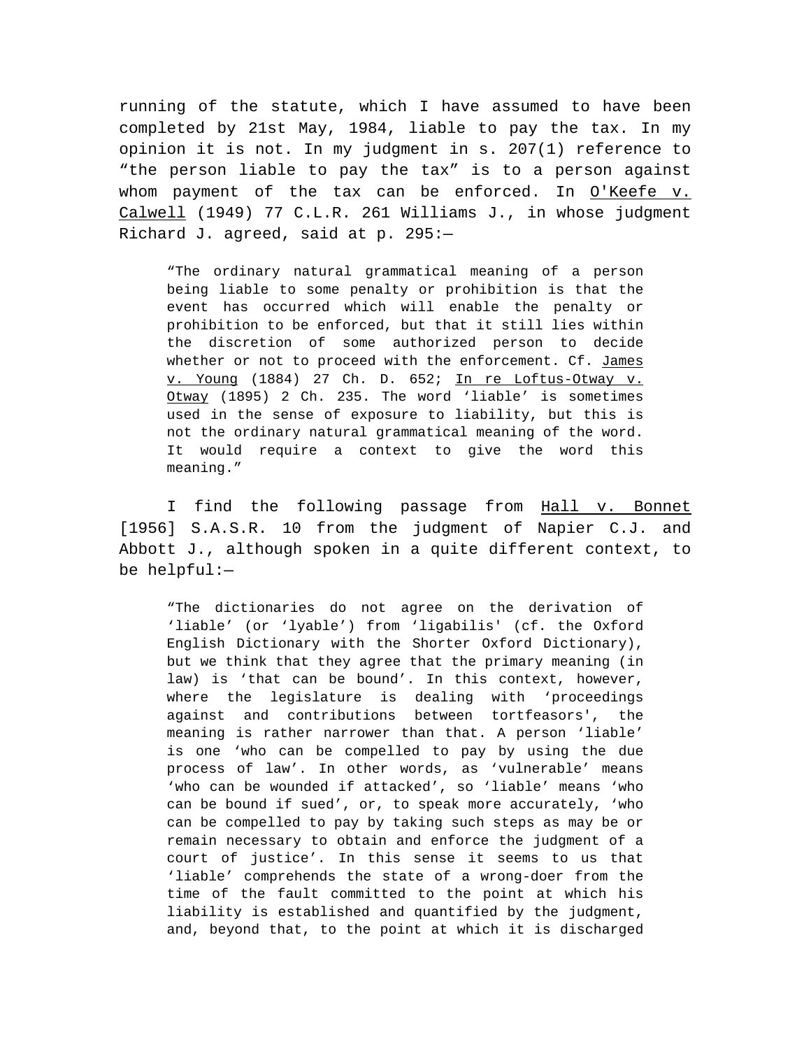running of the statute, which I have assumed to have been completed by 21st May, 1984, liable to pay the tax. In my opinion it is not. In my judgment in s. 207(1) reference to "the person liable to pay the tax" is to a person against whom payment of the tax can be enforced. In O'Keefe v. Calwell (1949) 77 C.L.R. 261 Williams J., in whose judgment Richard J. agreed, said at p. 295:—

> "The ordinary natural grammatical meaning of a person being liable to some penalty or prohibition is that the event has occurred which will enable the penalty or prohibition to be enforced, but that it still lies within the discretion of some authorized person to decide whether or not to proceed with the enforcement. Cf. James v. Young (1884) 27 Ch. D. 652; In re Loftus-Otway v. Otway (1895) 2 Ch. 235. The word 'liable' is sometimes used in the sense of exposure to liability, but this is not the ordinary natural grammatical meaning of the word. It would require a context to give the word this meaning."

I find the following passage from Hall v. Bonnet [1956] S.A.S.R. 10 from the judgment of Napier C.J. and Abbott J., although spoken in a quite different context, to be helpful:—

> "The dictionaries do not agree on the derivation of 'liable' (or 'lyable') from 'ligabilis' (cf. the Oxford English Dictionary with the Shorter Oxford Dictionary), but we think that they agree that the primary meaning (in law) is 'that can be bound'. In this context, however, where the legislature is dealing with 'proceedings against and contributions between tortfeasors', the meaning is rather narrower than that. A person 'liable' is one 'who can be compelled to pay by using the due process of law'. In other words, as 'vulnerable' means 'who can be wounded if attacked', so 'liable' means 'who can be bound if sued', or, to speak more accurately, 'who can be compelled to pay by taking such steps as may be or remain necessary to obtain and enforce the judgment of a court of justice'. In this sense it seems to us that 'liable' comprehends the state of a wrong-doer from the time of the fault committed to the point at which his liability is established and quantified by the judgment, and, beyond that, to the point at which it is discharged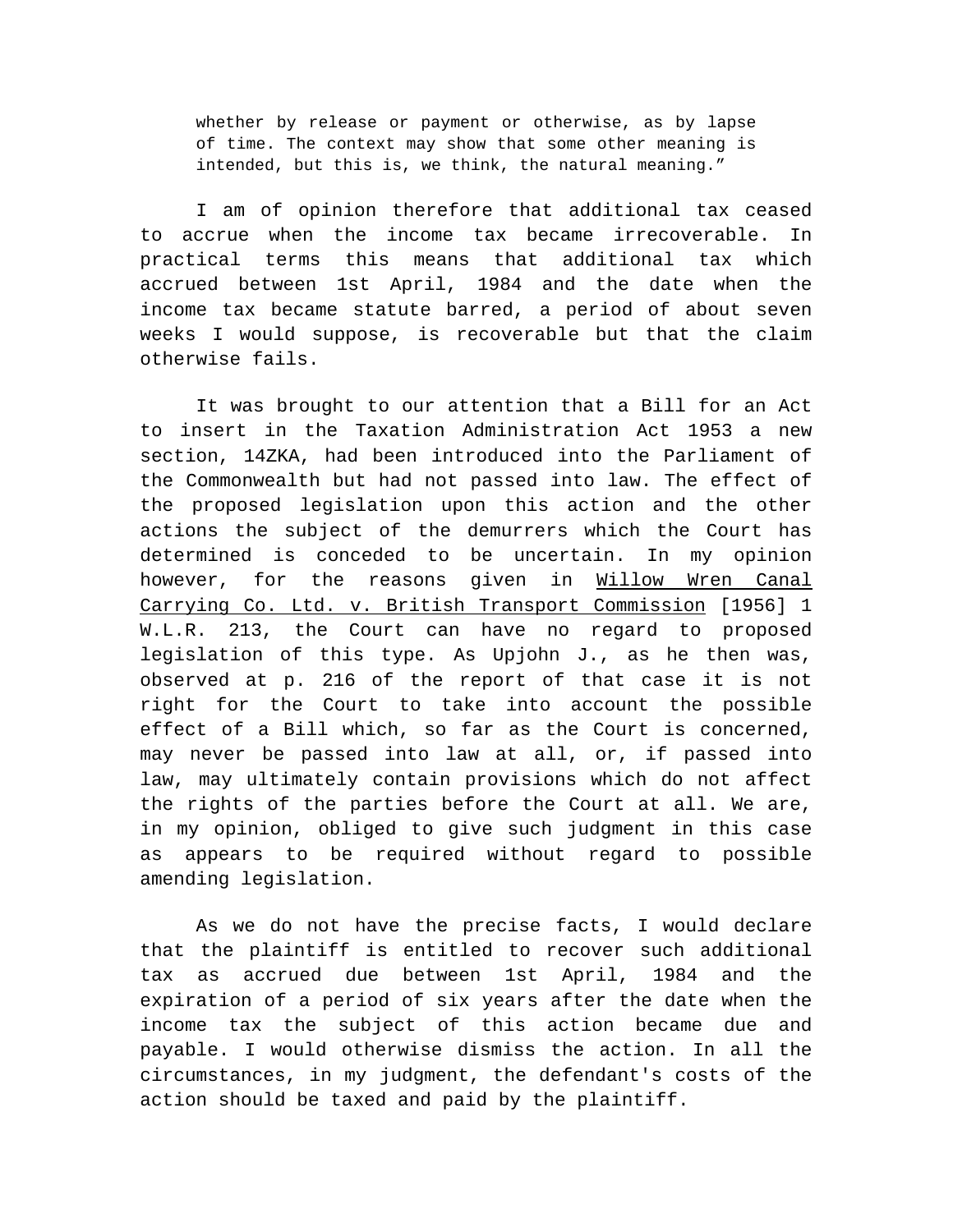> whether by release or payment or otherwise, as by lapse of time. The context may show that some other meaning is intended, but this is, we think, the natural meaning."

I am of opinion therefore that additional tax ceased to accrue when the income tax became irrecoverable. In practical terms this means that additional tax which accrued between 1st April, 1984 and the date when the income tax became statute barred, a period of about seven weeks I would suppose, is recoverable but that the claim otherwise fails.

It was brought to our attention that a Bill for an Act to insert in the Taxation Administration Act 1953 a new section, 14ZKA, had been introduced into the Parliament of the Commonwealth but had not passed into law. The effect of the proposed legislation upon this action and the other actions the subject of the demurrers which the Court has determined is conceded to be uncertain. In my opinion however, for the reasons given in Willow Wren Canal Carrying Co. Ltd. v. British Transport Commission [1956] 1 W.L.R. 213, the Court can have no regard to proposed legislation of this type. As Upjohn J., as he then was, observed at p. 216 of the report of that case it is not right for the Court to take into account the possible effect of a Bill which, so far as the Court is concerned, may never be passed into law at all, or, if passed into law, may ultimately contain provisions which do not affect the rights of the parties before the Court at all. We are, in my opinion, obliged to give such judgment in this case as appears to be required without regard to possible amending legislation.

As we do not have the precise facts, I would declare that the plaintiff is entitled to recover such additional tax as accrued due between 1st April, 1984 and the expiration of a period of six years after the date when the income tax the subject of this action became due and payable. I would otherwise dismiss the action. In all the circumstances, in my judgment, the defendant's costs of the action should be taxed and paid by the plaintiff.